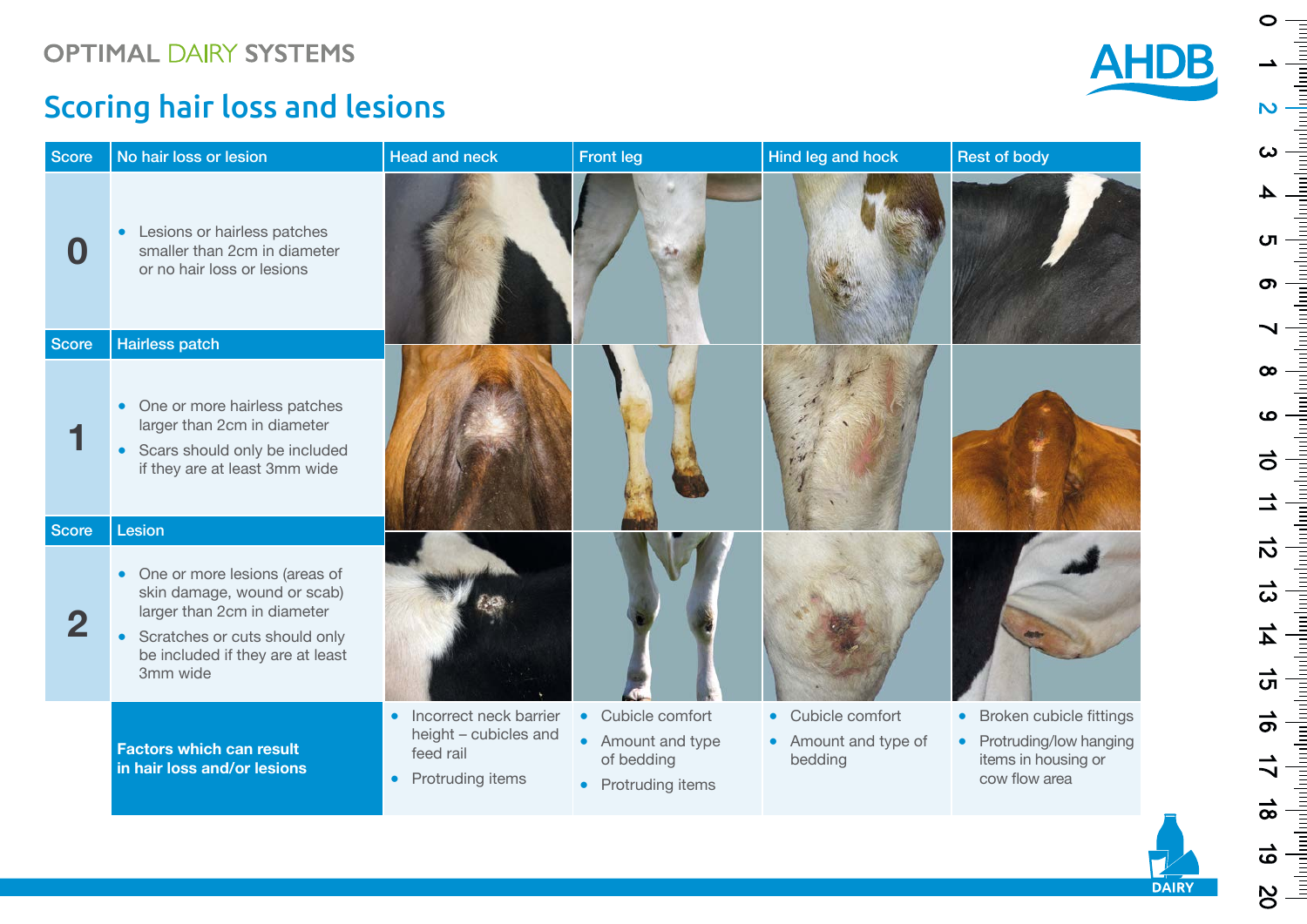OPTIMAL DAIRY SYSTEMS

# Scoring hair loss and lesions

| Score | No hair loss or lesion | Head and neck | Front leg | Hind leg and hock | Rest of body |
|---|---|---|---|---|---|
| 0 | • Lesions or hairless patches smaller than 2cm in diameter or no hair loss or lesions | | | | |
| **Score** | **Hairless patch** | | | | |
| 1 | • One or more hairless patches larger than 2cm in diameter<br>• Scars should only be included if they are at least 3mm wide | | | | |
| **Score** | **Lesion** | | | | |
| 2 | • One or more lesions (areas of skin damage, wound or scab) larger than 2cm in diameter<br>• Scratches or cuts should only be included if they are at least 3mm wide | | | | |
| | **Factors which can result in hair loss and/or lesions** | • Incorrect neck barrier height – cubicles and feed rail<br>• Protruding items | • Cubicle comfort<br>• Amount and type of bedding<br>• Protruding items | • Cubicle comfort<br>• Amount and type of bedding | • Broken cubicle fittings<br>• Protruding/low hanging items in housing or cow flow area |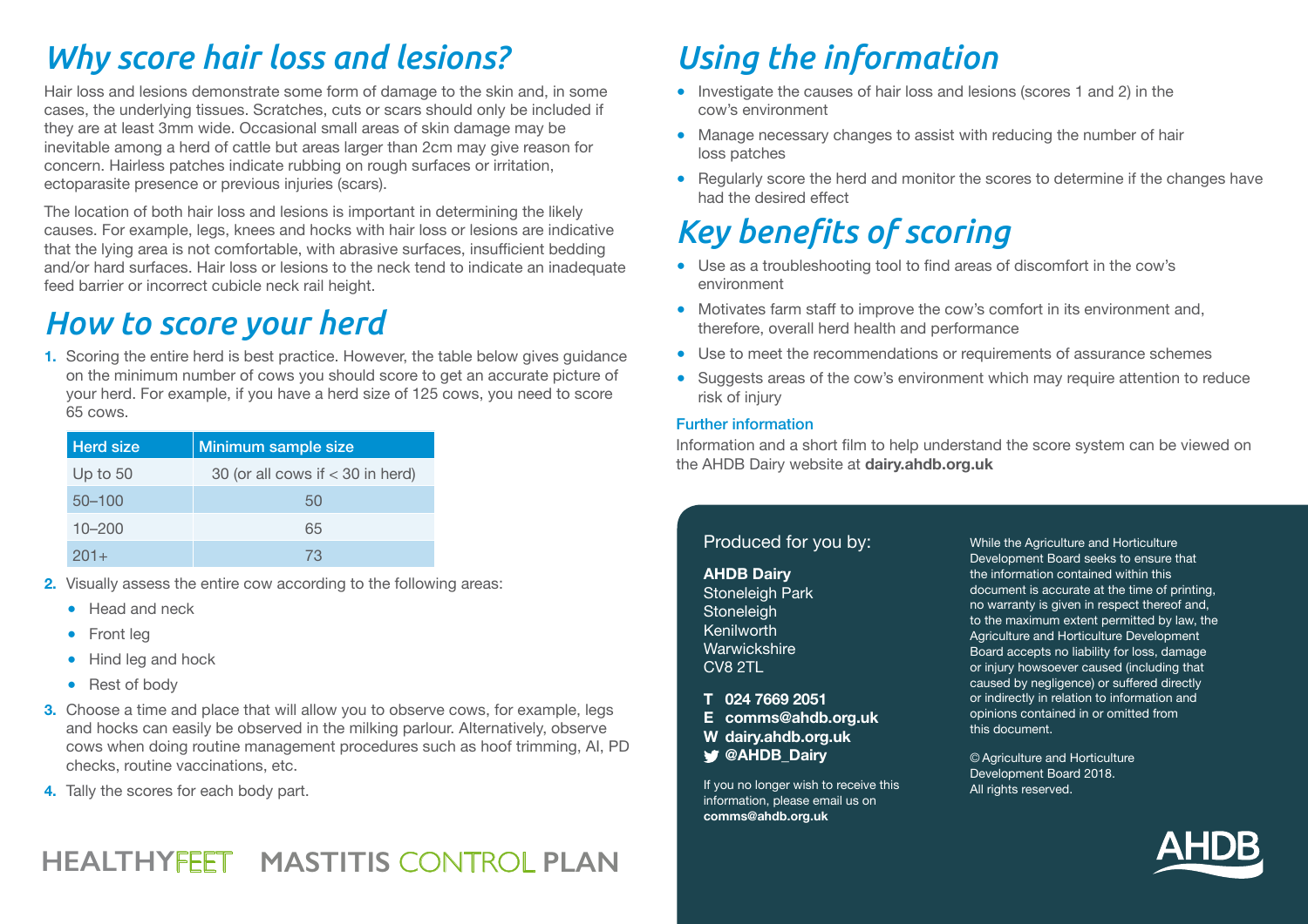# Why score hair loss and lesions?

Hair loss and lesions demonstrate some form of damage to the skin and, in some cases, the underlying tissues. Scratches, cuts or scars should only be included if they are at least 3mm wide. Occasional small areas of skin damage may be inevitable among a herd of cattle but areas larger than 2cm may give reason for concern. Hairless patches indicate rubbing on rough surfaces or irritation, ectoparasite presence or previous injuries (scars).

The location of both hair loss and lesions is important in determining the likely causes. For example, legs, knees and hocks with hair loss or lesions are indicative that the lying area is not comfortable, with abrasive surfaces, insufficient bedding and/or hard surfaces. Hair loss or lesions to the neck tend to indicate an inadequate feed barrier or incorrect cubicle neck rail height.

# How to score your herd

1. Scoring the entire herd is best practice. However, the table below gives guidance on the minimum number of cows you should score to get an accurate picture of your herd. For example, if you have a herd size of 125 cows, you need to score 65 cows.

| Herd size | Minimum sample size |
|---|---|
| Up to 50 | 30 (or all cows if < 30 in herd) |
| 50–100 | 50 |
| 10–200 | 65 |
| 201+ | 73 |

2. Visually assess the entire cow according to the following areas:
   - Head and neck
   - Front leg
   - Hind leg and hock
   - Rest of body
3. Choose a time and place that will allow you to observe cows, for example, legs and hocks can easily be observed in the milking parlour. Alternatively, observe cows when doing routine management procedures such as hoof trimming, AI, PD checks, routine vaccinations, etc.
4. Tally the scores for each body part.

HEALTHYFEET MASTITIS CONTROL PLAN

# Using the information

- Investigate the causes of hair loss and lesions (scores 1 and 2) in the cow's environment
- Manage necessary changes to assist with reducing the number of hair loss patches
- Regularly score the herd and monitor the scores to determine if the changes have had the desired effect

# Key benefits of scoring

- Use as a troubleshooting tool to find areas of discomfort in the cow's environment
- Motivates farm staff to improve the cow's comfort in its environment and, therefore, overall herd health and performance
- Use to meet the recommendations or requirements of assurance schemes
- Suggests areas of the cow's environment which may require attention to reduce risk of injury

### Further information

Information and a short film to help understand the score system can be viewed on the AHDB Dairy website at **dairy.ahdb.org.uk**

Produced for you by:

**AHDB Dairy**
Stoneleigh Park
Stoneleigh
Kenilworth
Warwickshire
CV8 2TL

**T 024 7669 2051**
**E comms@ahdb.org.uk**
**W dairy.ahdb.org.uk**
**@AHDB_Dairy**

If you no longer wish to receive this information, please email us on **comms@ahdb.org.uk**

While the Agriculture and Horticulture Development Board seeks to ensure that the information contained within this document is accurate at the time of printing, no warranty is given in respect thereof and, to the maximum extent permitted by law, the Agriculture and Horticulture Development Board accepts no liability for loss, damage or injury howsoever caused (including that caused by negligence) or suffered directly or indirectly in relation to information and opinions contained in or omitted from this document.

© Agriculture and Horticulture Development Board 2018. All rights reserved.

AHDB